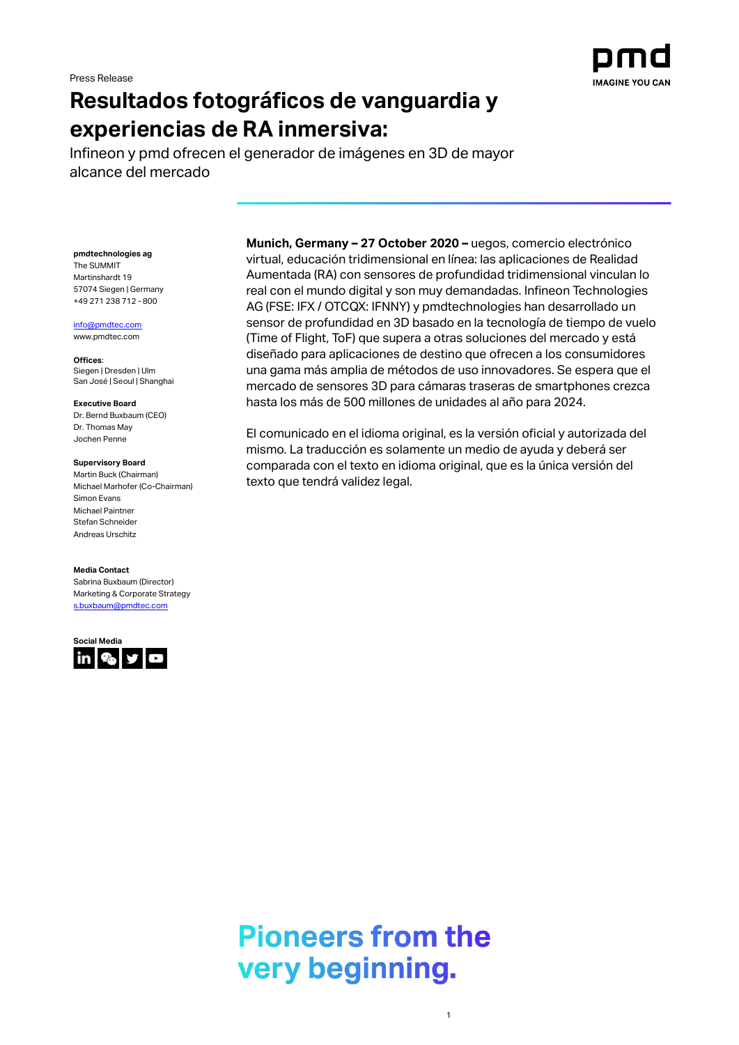Press Release

# Resultados fotográficos de vanguardia y experiencias de RA inmersiva:

Infineon y pmd ofrecen el generador de imágenes en 3D de mayor alcance del mercado

**pmdtechnologies ag**
The SUMMIT
Martinshardt 19
57074 Siegen | Germany
+49 271 238 712 - 800

info@pmdtec.com
www.pmdtec.com

**Offices**:
Siegen | Dresden | Ulm
San José | Seoul | Shanghai

**Executive Board**
Dr. Bernd Buxbaum (CEO)
Dr. Thomas May
Jochen Penne

**Supervisory Board**
Martin Buck (Chairman)
Michael Marhofer (Co-Chairman)
Simon Evans
Michael Paintner
Stefan Schneider
Andreas Urschitz

**Media Contact**
Sabrina Buxbaum (Director)
Marketing & Corporate Strategy
s.buxbaum@pmdtec.com

**Social Media**

**Munich, Germany – 27 October 2020 –** uegos, comercio electrónico virtual, educación tridimensional en línea: las aplicaciones de Realidad Aumentada (RA) con sensores de profundidad tridimensional vinculan lo real con el mundo digital y son muy demandadas. Infineon Technologies AG (FSE: IFX / OTCQX: IFNNY) y pmdtechnologies han desarrollado un sensor de profundidad en 3D basado en la tecnología de tiempo de vuelo (Time of Flight, ToF) que supera a otras soluciones del mercado y está diseñado para aplicaciones de destino que ofrecen a los consumidores una gama más amplia de métodos de uso innovadores. Se espera que el mercado de sensores 3D para cámaras traseras de smartphones crezca hasta los más de 500 millones de unidades al año para 2024.

El comunicado en el idioma original, es la versión oficial y autorizada del mismo. La traducción es solamente un medio de ayuda y deberá ser comparada con el texto en idioma original, que es la única versión del texto que tendrá validez legal.

**Pioneers from the very beginning.**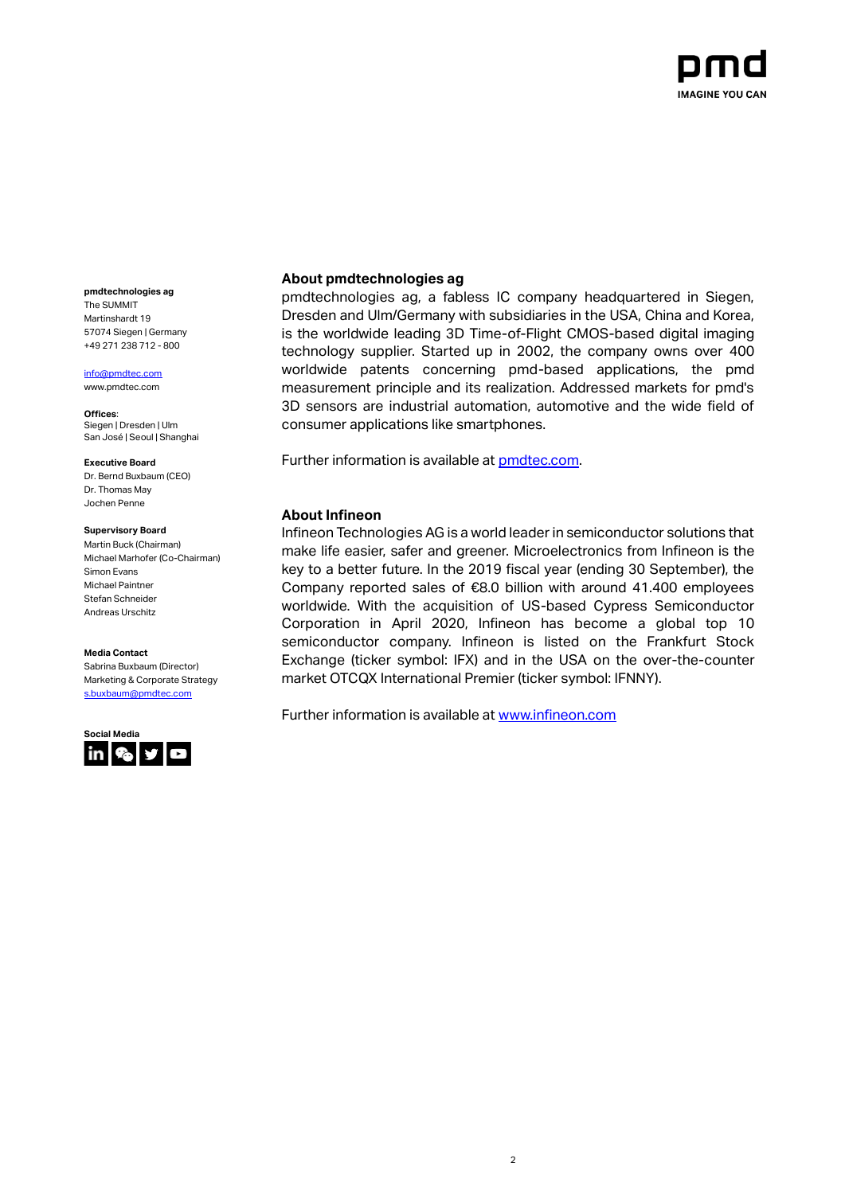**pmdtechnologies ag**
The SUMMIT
Martinshardt 19
57074 Siegen | Germany
+49 271 238 712 - 800

info@pmdtec.com
www.pmdtec.com

**Offices**:
Siegen | Dresden | Ulm
San José | Seoul | Shanghai

**Executive Board**
Dr. Bernd Buxbaum (CEO)
Dr. Thomas May
Jochen Penne

**Supervisory Board**
Martin Buck (Chairman)
Michael Marhofer (Co-Chairman)
Simon Evans
Michael Paintner
Stefan Schneider
Andreas Urschitz

**Media Contact**
Sabrina Buxbaum (Director)
Marketing & Corporate Strategy
s.buxbaum@pmdtec.com

**Social Media**

## About pmdtechnologies ag

pmdtechnologies ag, a fabless IC company headquartered in Siegen, Dresden and Ulm/Germany with subsidiaries in the USA, China and Korea, is the worldwide leading 3D Time-of-Flight CMOS-based digital imaging technology supplier. Started up in 2002, the company owns over 400 worldwide patents concerning pmd-based applications, the pmd measurement principle and its realization. Addressed markets for pmd's 3D sensors are industrial automation, automotive and the wide field of consumer applications like smartphones.

Further information is available at [pmdtec.com](pmdtec.com).

## About Infineon

Infineon Technologies AG is a world leader in semiconductor solutions that make life easier, safer and greener. Microelectronics from Infineon is the key to a better future. In the 2019 fiscal year (ending 30 September), the Company reported sales of €8.0 billion with around 41.400 employees worldwide. With the acquisition of US-based Cypress Semiconductor Corporation in April 2020, Infineon has become a global top 10 semiconductor company. Infineon is listed on the Frankfurt Stock Exchange (ticker symbol: IFX) and in the USA on the over-the-counter market OTCQX International Premier (ticker symbol: IFNNY).

Further information is available at [www.infineon.com](www.infineon.com)